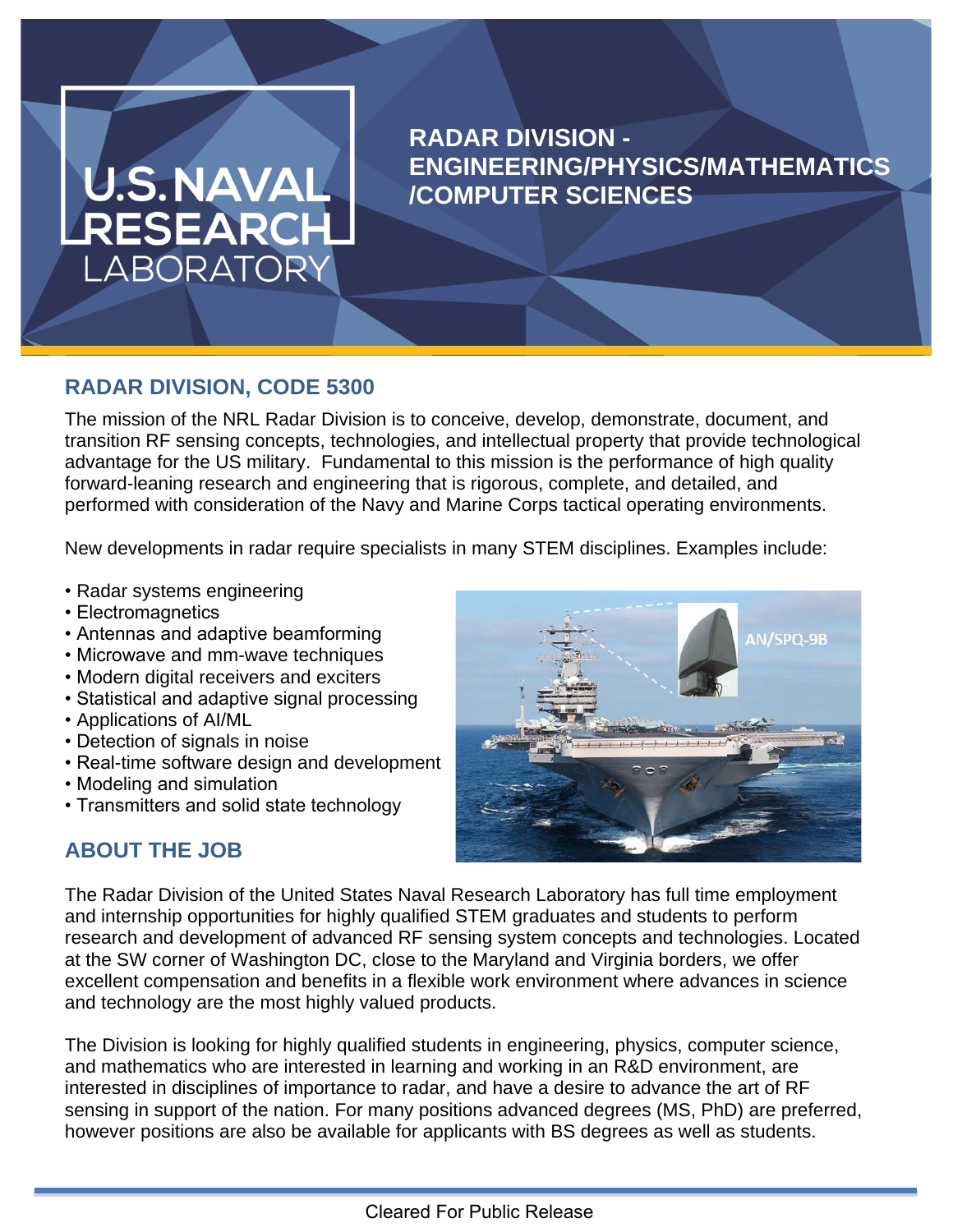U.S. NAVAL RESEARCH LABORATORY

# RADAR DIVISION - ENGINEERING/PHYSICS/MATHEMATICS /COMPUTER SCIENCES

## RADAR DIVISION, CODE 5300

The mission of the NRL Radar Division is to conceive, develop, demonstrate, document, and transition RF sensing concepts, technologies, and intellectual property that provide technological advantage for the US military. Fundamental to this mission is the performance of high quality forward-leaning research and engineering that is rigorous, complete, and detailed, and performed with consideration of the Navy and Marine Corps tactical operating environments.

New developments in radar require specialists in many STEM disciplines. Examples include:

- Radar systems engineering
- Electromagnetics
- Antennas and adaptive beamforming
- Microwave and mm-wave techniques
- Modern digital receivers and exciters
- Statistical and adaptive signal processing
- Applications of AI/ML
- Detection of signals in noise
- Real-time software design and development
- Modeling and simulation
- Transmitters and solid state technology

AN/SPQ-9B

## ABOUT THE JOB

The Radar Division of the United States Naval Research Laboratory has full time employment and internship opportunities for highly qualified STEM graduates and students to perform research and development of advanced RF sensing system concepts and technologies. Located at the SW corner of Washington DC, close to the Maryland and Virginia borders, we offer excellent compensation and benefits in a flexible work environment where advances in science and technology are the most highly valued products.

The Division is looking for highly qualified students in engineering, physics, computer science, and mathematics who are interested in learning and working in an R&D environment, are interested in disciplines of importance to radar, and have a desire to advance the art of RF sensing in support of the nation. For many positions advanced degrees (MS, PhD) are preferred, however positions are also be available for applicants with BS degrees as well as students.

Cleared For Public Release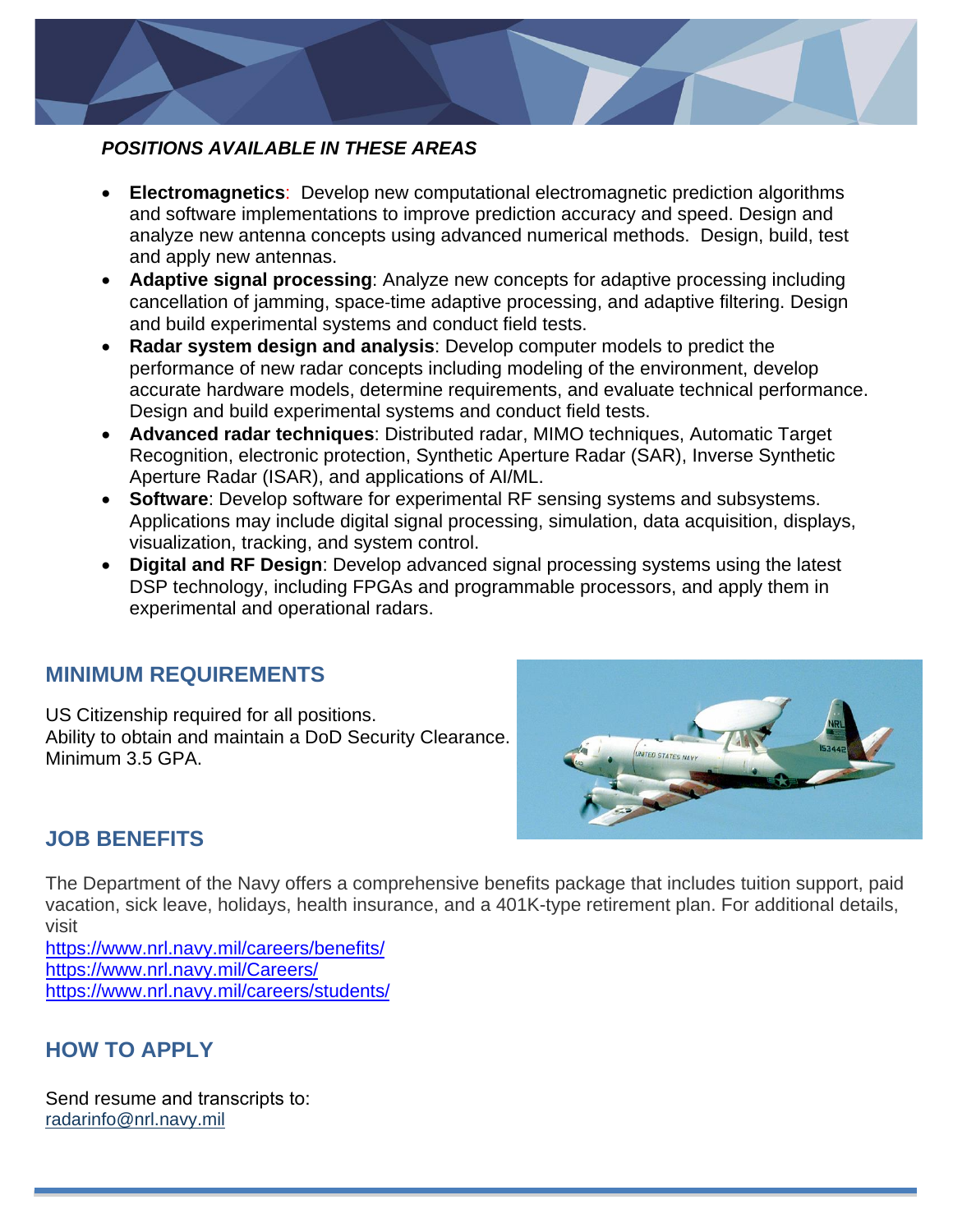***POSITIONS AVAILABLE IN THESE AREAS***

- **Electromagnetics**: Develop new computational electromagnetic prediction algorithms and software implementations to improve prediction accuracy and speed. Design and analyze new antenna concepts using advanced numerical methods. Design, build, test and apply new antennas.
- **Adaptive signal processing**: Analyze new concepts for adaptive processing including cancellation of jamming, space-time adaptive processing, and adaptive filtering. Design and build experimental systems and conduct field tests.
- **Radar system design and analysis**: Develop computer models to predict the performance of new radar concepts including modeling of the environment, develop accurate hardware models, determine requirements, and evaluate technical performance. Design and build experimental systems and conduct field tests.
- **Advanced radar techniques**: Distributed radar, MIMO techniques, Automatic Target Recognition, electronic protection, Synthetic Aperture Radar (SAR), Inverse Synthetic Aperture Radar (ISAR), and applications of AI/ML.
- **Software**: Develop software for experimental RF sensing systems and subsystems. Applications may include digital signal processing, simulation, data acquisition, displays, visualization, tracking, and system control.
- **Digital and RF Design**: Develop advanced signal processing systems using the latest DSP technology, including FPGAs and programmable processors, and apply them in experimental and operational radars.

## MINIMUM REQUIREMENTS

US Citizenship required for all positions.
Ability to obtain and maintain a DoD Security Clearance.
Minimum 3.5 GPA.

## JOB BENEFITS

The Department of the Navy offers a comprehensive benefits package that includes tuition support, paid vacation, sick leave, holidays, health insurance, and a 401K-type retirement plan. For additional details, visit
https://www.nrl.navy.mil/careers/benefits/
https://www.nrl.navy.mil/Careers/
https://www.nrl.navy.mil/careers/students/

## HOW TO APPLY

Send resume and transcripts to:
radarinfo@nrl.navy.mil